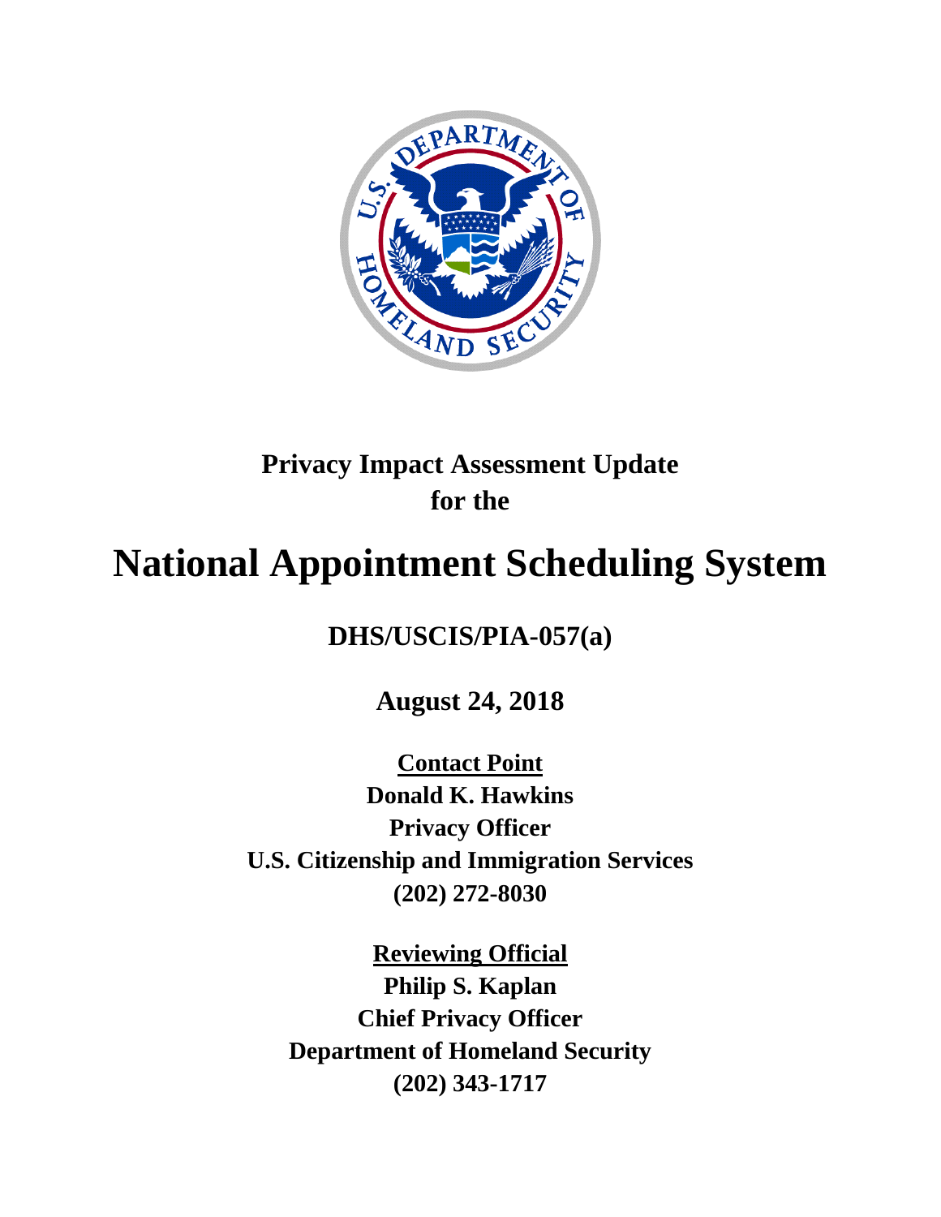# Privacy Impact Assessment Update for the

# National Appointment Scheduling System

## DHS/USCIS/PIA-057(a)

## August 24, 2018

**Contact Point**
**Donald K. Hawkins**
**Privacy Officer**
**U.S. Citizenship and Immigration Services**
**(202) 272-8030**

**Reviewing Official**
**Philip S. Kaplan**
**Chief Privacy Officer**
**Department of Homeland Security**
**(202) 343-1717**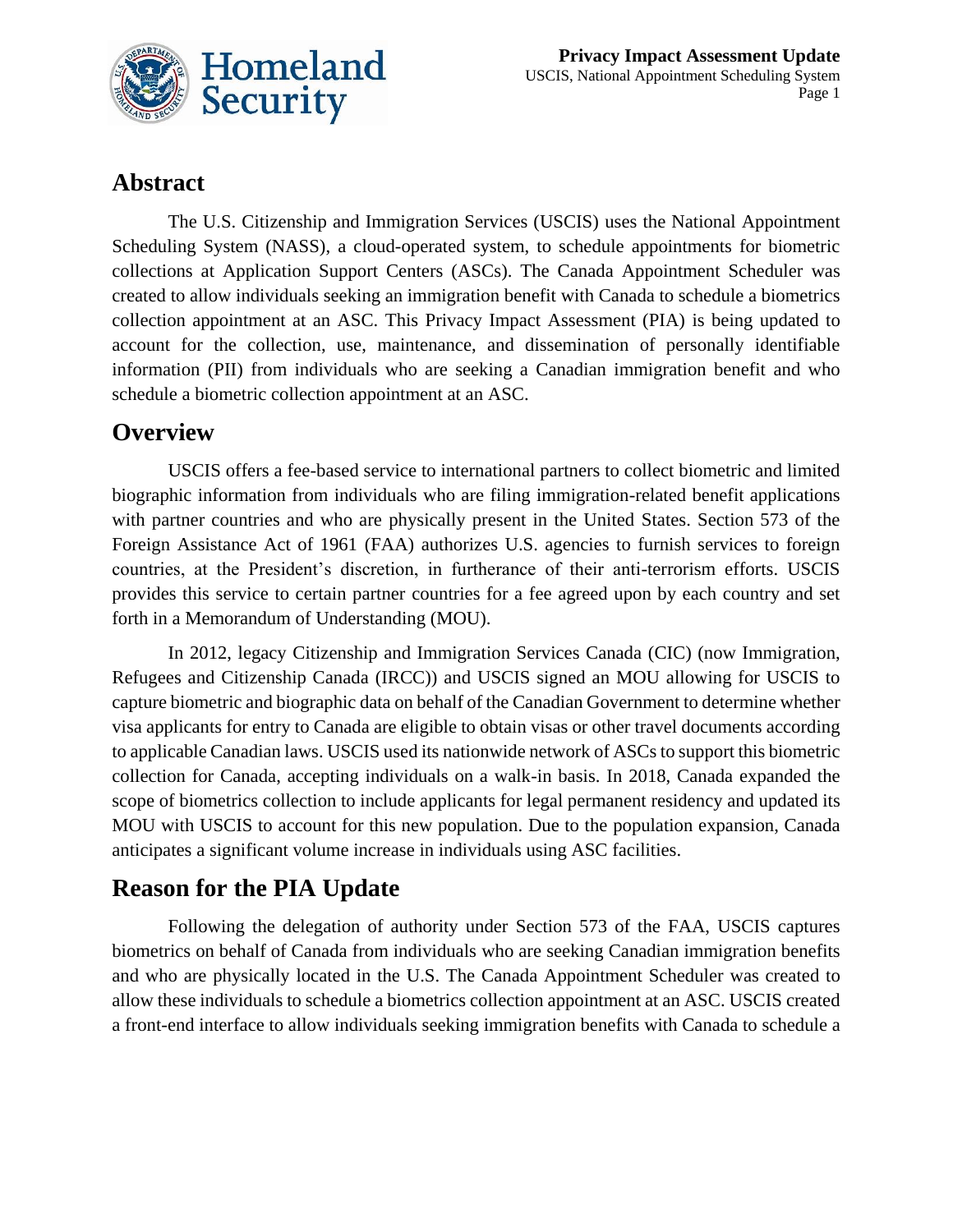## Abstract

The U.S. Citizenship and Immigration Services (USCIS) uses the National Appointment Scheduling System (NASS), a cloud-operated system, to schedule appointments for biometric collections at Application Support Centers (ASCs). The Canada Appointment Scheduler was created to allow individuals seeking an immigration benefit with Canada to schedule a biometrics collection appointment at an ASC. This Privacy Impact Assessment (PIA) is being updated to account for the collection, use, maintenance, and dissemination of personally identifiable information (PII) from individuals who are seeking a Canadian immigration benefit and who schedule a biometric collection appointment at an ASC.

## Overview

USCIS offers a fee-based service to international partners to collect biometric and limited biographic information from individuals who are filing immigration-related benefit applications with partner countries and who are physically present in the United States. Section 573 of the Foreign Assistance Act of 1961 (FAA) authorizes U.S. agencies to furnish services to foreign countries, at the President's discretion, in furtherance of their anti-terrorism efforts. USCIS provides this service to certain partner countries for a fee agreed upon by each country and set forth in a Memorandum of Understanding (MOU).

In 2012, legacy Citizenship and Immigration Services Canada (CIC) (now Immigration, Refugees and Citizenship Canada (IRCC)) and USCIS signed an MOU allowing for USCIS to capture biometric and biographic data on behalf of the Canadian Government to determine whether visa applicants for entry to Canada are eligible to obtain visas or other travel documents according to applicable Canadian laws. USCIS used its nationwide network of ASCs to support this biometric collection for Canada, accepting individuals on a walk-in basis. In 2018, Canada expanded the scope of biometrics collection to include applicants for legal permanent residency and updated its MOU with USCIS to account for this new population. Due to the population expansion, Canada anticipates a significant volume increase in individuals using ASC facilities.

## Reason for the PIA Update

Following the delegation of authority under Section 573 of the FAA, USCIS captures biometrics on behalf of Canada from individuals who are seeking Canadian immigration benefits and who are physically located in the U.S. The Canada Appointment Scheduler was created to allow these individuals to schedule a biometrics collection appointment at an ASC. USCIS created a front-end interface to allow individuals seeking immigration benefits with Canada to schedule a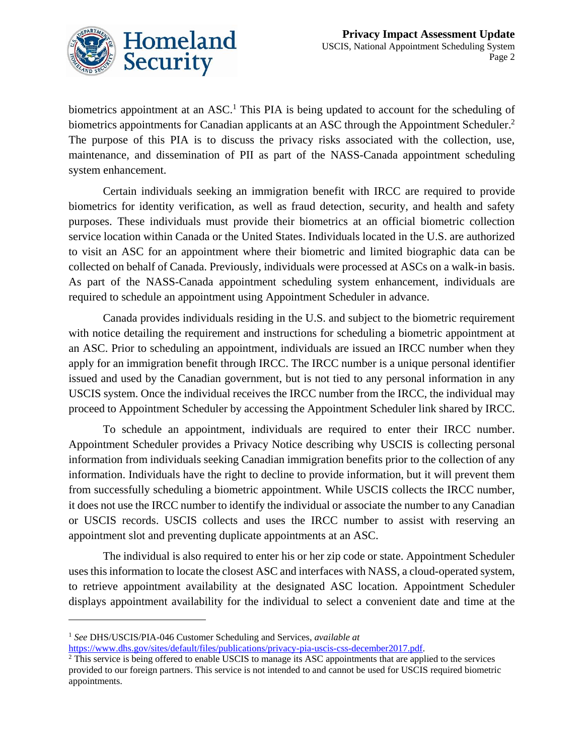biometrics appointment at an ASC.[1] This PIA is being updated to account for the scheduling of biometrics appointments for Canadian applicants at an ASC through the Appointment Scheduler.[2] The purpose of this PIA is to discuss the privacy risks associated with the collection, use, maintenance, and dissemination of PII as part of the NASS-Canada appointment scheduling system enhancement.

Certain individuals seeking an immigration benefit with IRCC are required to provide biometrics for identity verification, as well as fraud detection, security, and health and safety purposes. These individuals must provide their biometrics at an official biometric collection service location within Canada or the United States. Individuals located in the U.S. are authorized to visit an ASC for an appointment where their biometric and limited biographic data can be collected on behalf of Canada. Previously, individuals were processed at ASCs on a walk-in basis. As part of the NASS-Canada appointment scheduling system enhancement, individuals are required to schedule an appointment using Appointment Scheduler in advance.

Canada provides individuals residing in the U.S. and subject to the biometric requirement with notice detailing the requirement and instructions for scheduling a biometric appointment at an ASC. Prior to scheduling an appointment, individuals are issued an IRCC number when they apply for an immigration benefit through IRCC. The IRCC number is a unique personal identifier issued and used by the Canadian government, but is not tied to any personal information in any USCIS system. Once the individual receives the IRCC number from the IRCC, the individual may proceed to Appointment Scheduler by accessing the Appointment Scheduler link shared by IRCC.

To schedule an appointment, individuals are required to enter their IRCC number. Appointment Scheduler provides a Privacy Notice describing why USCIS is collecting personal information from individuals seeking Canadian immigration benefits prior to the collection of any information. Individuals have the right to decline to provide information, but it will prevent them from successfully scheduling a biometric appointment. While USCIS collects the IRCC number, it does not use the IRCC number to identify the individual or associate the number to any Canadian or USCIS records. USCIS collects and uses the IRCC number to assist with reserving an appointment slot and preventing duplicate appointments at an ASC.

The individual is also required to enter his or her zip code or state. Appointment Scheduler uses this information to locate the closest ASC and interfaces with NASS, a cloud-operated system, to retrieve appointment availability at the designated ASC location. Appointment Scheduler displays appointment availability for the individual to select a convenient date and time at the

---

[1] *See* DHS/USCIS/PIA-046 Customer Scheduling and Services, *available at* https://www.dhs.gov/sites/default/files/publications/privacy-pia-uscis-css-december2017.pdf.

[2] This service is being offered to enable USCIS to manage its ASC appointments that are applied to the services provided to our foreign partners. This service is not intended to and cannot be used for USCIS required biometric appointments.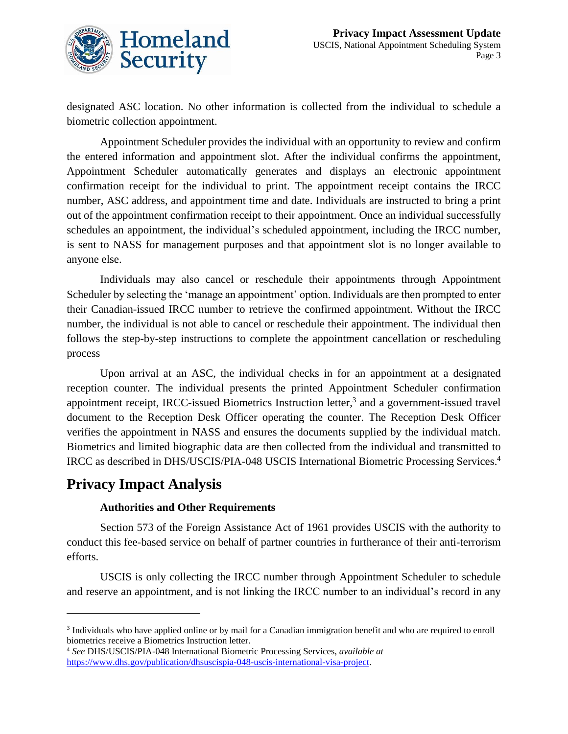designated ASC location. No other information is collected from the individual to schedule a biometric collection appointment.

Appointment Scheduler provides the individual with an opportunity to review and confirm the entered information and appointment slot. After the individual confirms the appointment, Appointment Scheduler automatically generates and displays an electronic appointment confirmation receipt for the individual to print. The appointment receipt contains the IRCC number, ASC address, and appointment time and date. Individuals are instructed to bring a print out of the appointment confirmation receipt to their appointment. Once an individual successfully schedules an appointment, the individual's scheduled appointment, including the IRCC number, is sent to NASS for management purposes and that appointment slot is no longer available to anyone else.

Individuals may also cancel or reschedule their appointments through Appointment Scheduler by selecting the 'manage an appointment' option. Individuals are then prompted to enter their Canadian-issued IRCC number to retrieve the confirmed appointment. Without the IRCC number, the individual is not able to cancel or reschedule their appointment. The individual then follows the step-by-step instructions to complete the appointment cancellation or rescheduling process

Upon arrival at an ASC, the individual checks in for an appointment at a designated reception counter. The individual presents the printed Appointment Scheduler confirmation appointment receipt, IRCC-issued Biometrics Instruction letter,[3] and a government-issued travel document to the Reception Desk Officer operating the counter. The Reception Desk Officer verifies the appointment in NASS and ensures the documents supplied by the individual match. Biometrics and limited biographic data are then collected from the individual and transmitted to IRCC as described in DHS/USCIS/PIA-048 USCIS International Biometric Processing Services.[4]

## Privacy Impact Analysis

### Authorities and Other Requirements

Section 573 of the Foreign Assistance Act of 1961 provides USCIS with the authority to conduct this fee-based service on behalf of partner countries in furtherance of their anti-terrorism efforts.

USCIS is only collecting the IRCC number through Appointment Scheduler to schedule and reserve an appointment, and is not linking the IRCC number to an individual's record in any

---

[3] Individuals who have applied online or by mail for a Canadian immigration benefit and who are required to enroll biometrics receive a Biometrics Instruction letter.

[4] *See* DHS/USCIS/PIA-048 International Biometric Processing Services, *available at* https://www.dhs.gov/publication/dhsuscispia-048-uscis-international-visa-project.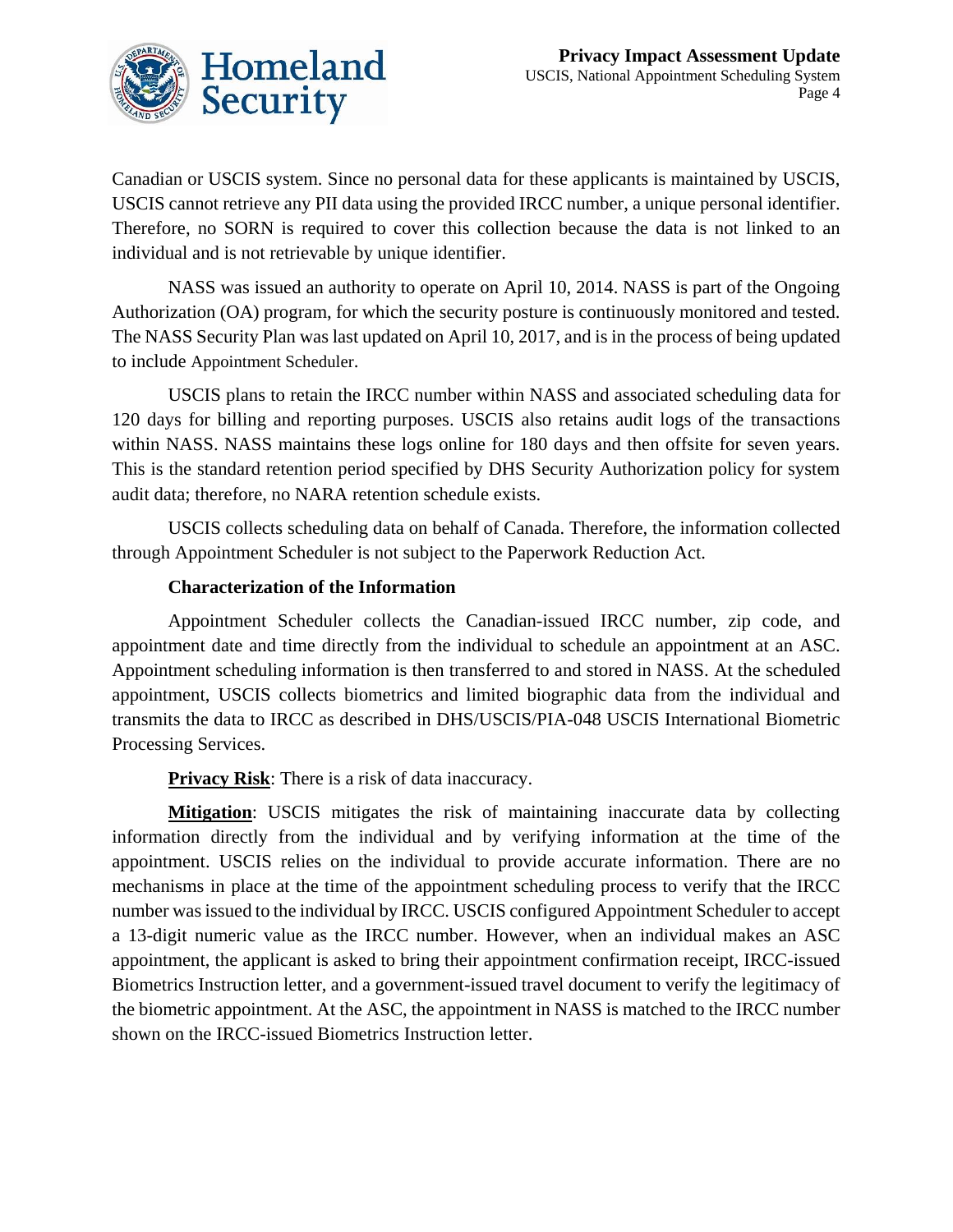Canadian or USCIS system. Since no personal data for these applicants is maintained by USCIS, USCIS cannot retrieve any PII data using the provided IRCC number, a unique personal identifier. Therefore, no SORN is required to cover this collection because the data is not linked to an individual and is not retrievable by unique identifier.

NASS was issued an authority to operate on April 10, 2014. NASS is part of the Ongoing Authorization (OA) program, for which the security posture is continuously monitored and tested. The NASS Security Plan was last updated on April 10, 2017, and is in the process of being updated to include Appointment Scheduler.

USCIS plans to retain the IRCC number within NASS and associated scheduling data for 120 days for billing and reporting purposes. USCIS also retains audit logs of the transactions within NASS. NASS maintains these logs online for 180 days and then offsite for seven years. This is the standard retention period specified by DHS Security Authorization policy for system audit data; therefore, no NARA retention schedule exists.

USCIS collects scheduling data on behalf of Canada. Therefore, the information collected through Appointment Scheduler is not subject to the Paperwork Reduction Act.

**Characterization of the Information**

Appointment Scheduler collects the Canadian-issued IRCC number, zip code, and appointment date and time directly from the individual to schedule an appointment at an ASC. Appointment scheduling information is then transferred to and stored in NASS. At the scheduled appointment, USCIS collects biometrics and limited biographic data from the individual and transmits the data to IRCC as described in DHS/USCIS/PIA-048 USCIS International Biometric Processing Services.

**Privacy Risk**: There is a risk of data inaccuracy.

**Mitigation**: USCIS mitigates the risk of maintaining inaccurate data by collecting information directly from the individual and by verifying information at the time of the appointment. USCIS relies on the individual to provide accurate information. There are no mechanisms in place at the time of the appointment scheduling process to verify that the IRCC number was issued to the individual by IRCC. USCIS configured Appointment Scheduler to accept a 13-digit numeric value as the IRCC number. However, when an individual makes an ASC appointment, the applicant is asked to bring their appointment confirmation receipt, IRCC-issued Biometrics Instruction letter, and a government-issued travel document to verify the legitimacy of the biometric appointment. At the ASC, the appointment in NASS is matched to the IRCC number shown on the IRCC-issued Biometrics Instruction letter.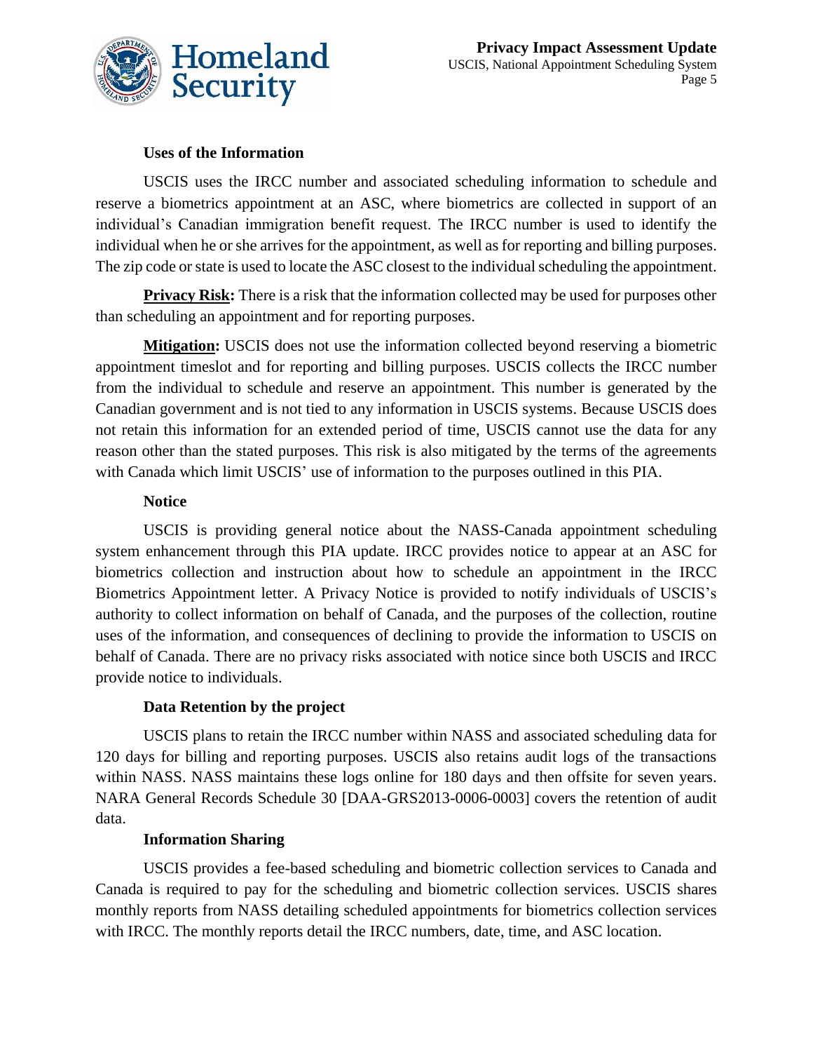### Uses of the Information

USCIS uses the IRCC number and associated scheduling information to schedule and reserve a biometrics appointment at an ASC, where biometrics are collected in support of an individual's Canadian immigration benefit request. The IRCC number is used to identify the individual when he or she arrives for the appointment, as well as for reporting and billing purposes. The zip code or state is used to locate the ASC closest to the individual scheduling the appointment.

**Privacy Risk:** There is a risk that the information collected may be used for purposes other than scheduling an appointment and for reporting purposes.

**Mitigation:** USCIS does not use the information collected beyond reserving a biometric appointment timeslot and for reporting and billing purposes. USCIS collects the IRCC number from the individual to schedule and reserve an appointment. This number is generated by the Canadian government and is not tied to any information in USCIS systems. Because USCIS does not retain this information for an extended period of time, USCIS cannot use the data for any reason other than the stated purposes. This risk is also mitigated by the terms of the agreements with Canada which limit USCIS' use of information to the purposes outlined in this PIA.

### Notice

USCIS is providing general notice about the NASS-Canada appointment scheduling system enhancement through this PIA update. IRCC provides notice to appear at an ASC for biometrics collection and instruction about how to schedule an appointment in the IRCC Biometrics Appointment letter. A Privacy Notice is provided to notify individuals of USCIS's authority to collect information on behalf of Canada, and the purposes of the collection, routine uses of the information, and consequences of declining to provide the information to USCIS on behalf of Canada. There are no privacy risks associated with notice since both USCIS and IRCC provide notice to individuals.

### Data Retention by the project

USCIS plans to retain the IRCC number within NASS and associated scheduling data for 120 days for billing and reporting purposes. USCIS also retains audit logs of the transactions within NASS. NASS maintains these logs online for 180 days and then offsite for seven years. NARA General Records Schedule 30 [DAA-GRS2013-0006-0003] covers the retention of audit data.

### Information Sharing

USCIS provides a fee-based scheduling and biometric collection services to Canada and Canada is required to pay for the scheduling and biometric collection services. USCIS shares monthly reports from NASS detailing scheduled appointments for biometrics collection services with IRCC. The monthly reports detail the IRCC numbers, date, time, and ASC location.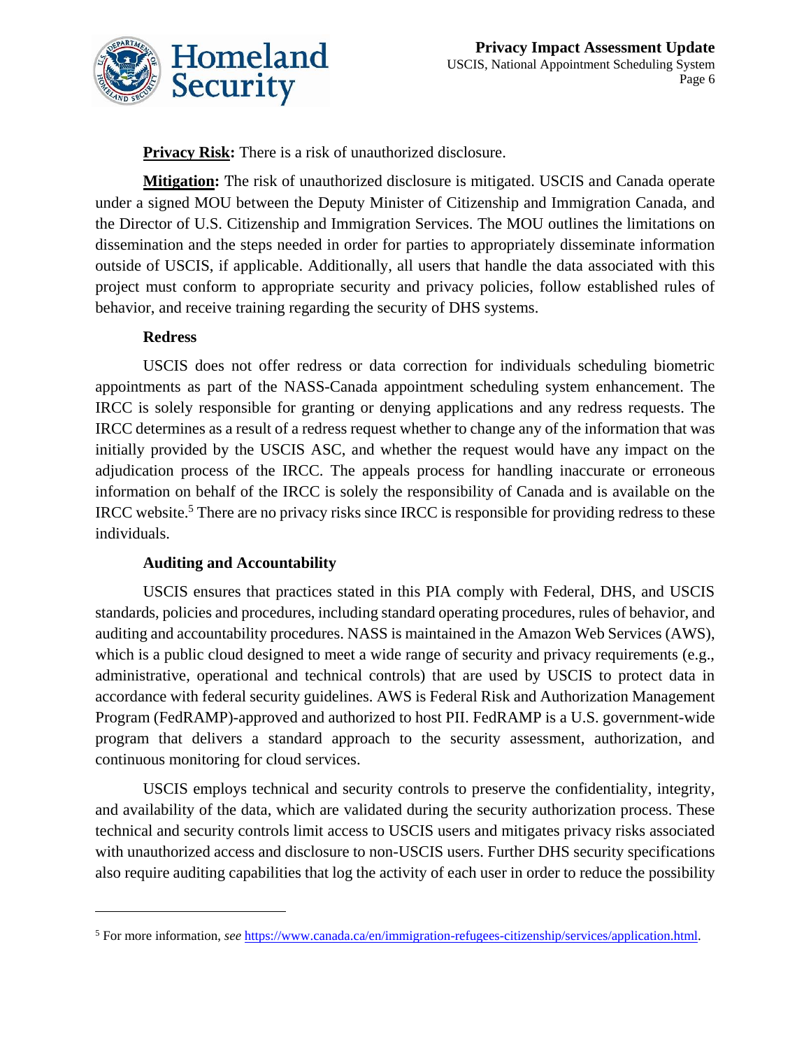**Privacy Risk:** There is a risk of unauthorized disclosure.

**Mitigation:** The risk of unauthorized disclosure is mitigated. USCIS and Canada operate under a signed MOU between the Deputy Minister of Citizenship and Immigration Canada, and the Director of U.S. Citizenship and Immigration Services. The MOU outlines the limitations on dissemination and the steps needed in order for parties to appropriately disseminate information outside of USCIS, if applicable. Additionally, all users that handle the data associated with this project must conform to appropriate security and privacy policies, follow established rules of behavior, and receive training regarding the security of DHS systems.

### Redress

USCIS does not offer redress or data correction for individuals scheduling biometric appointments as part of the NASS-Canada appointment scheduling system enhancement. The IRCC is solely responsible for granting or denying applications and any redress requests. The IRCC determines as a result of a redress request whether to change any of the information that was initially provided by the USCIS ASC, and whether the request would have any impact on the adjudication process of the IRCC. The appeals process for handling inaccurate or erroneous information on behalf of the IRCC is solely the responsibility of Canada and is available on the IRCC website.[5] There are no privacy risks since IRCC is responsible for providing redress to these individuals.

### Auditing and Accountability

USCIS ensures that practices stated in this PIA comply with Federal, DHS, and USCIS standards, policies and procedures, including standard operating procedures, rules of behavior, and auditing and accountability procedures. NASS is maintained in the Amazon Web Services (AWS), which is a public cloud designed to meet a wide range of security and privacy requirements (e.g., administrative, operational and technical controls) that are used by USCIS to protect data in accordance with federal security guidelines. AWS is Federal Risk and Authorization Management Program (FedRAMP)-approved and authorized to host PII. FedRAMP is a U.S. government-wide program that delivers a standard approach to the security assessment, authorization, and continuous monitoring for cloud services.

USCIS employs technical and security controls to preserve the confidentiality, integrity, and availability of the data, which are validated during the security authorization process. These technical and security controls limit access to USCIS users and mitigates privacy risks associated with unauthorized access and disclosure to non-USCIS users. Further DHS security specifications also require auditing capabilities that log the activity of each user in order to reduce the possibility

---

[5] For more information, *see* https://www.canada.ca/en/immigration-refugees-citizenship/services/application.html.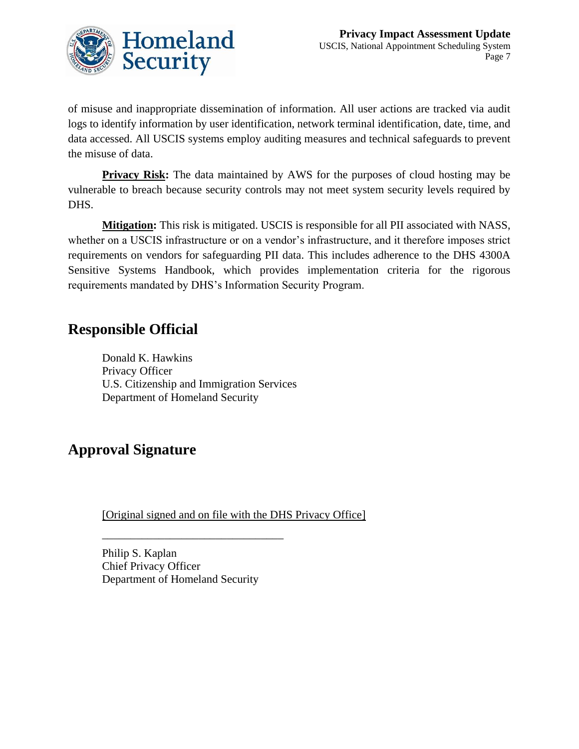of misuse and inappropriate dissemination of information. All user actions are tracked via audit logs to identify information by user identification, network terminal identification, date, time, and data accessed. All USCIS systems employ auditing measures and technical safeguards to prevent the misuse of data.

**Privacy Risk:** The data maintained by AWS for the purposes of cloud hosting may be vulnerable to breach because security controls may not meet system security levels required by DHS.

**Mitigation:** This risk is mitigated. USCIS is responsible for all PII associated with NASS, whether on a USCIS infrastructure or on a vendor's infrastructure, and it therefore imposes strict requirements on vendors for safeguarding PII data. This includes adherence to the DHS 4300A Sensitive Systems Handbook, which provides implementation criteria for the rigorous requirements mandated by DHS's Information Security Program.

## Responsible Official

Donald K. Hawkins
Privacy Officer
U.S. Citizenship and Immigration Services
Department of Homeland Security

## Approval Signature

[Original signed and on file with the DHS Privacy Office]

________________________________

Philip S. Kaplan
Chief Privacy Officer
Department of Homeland Security